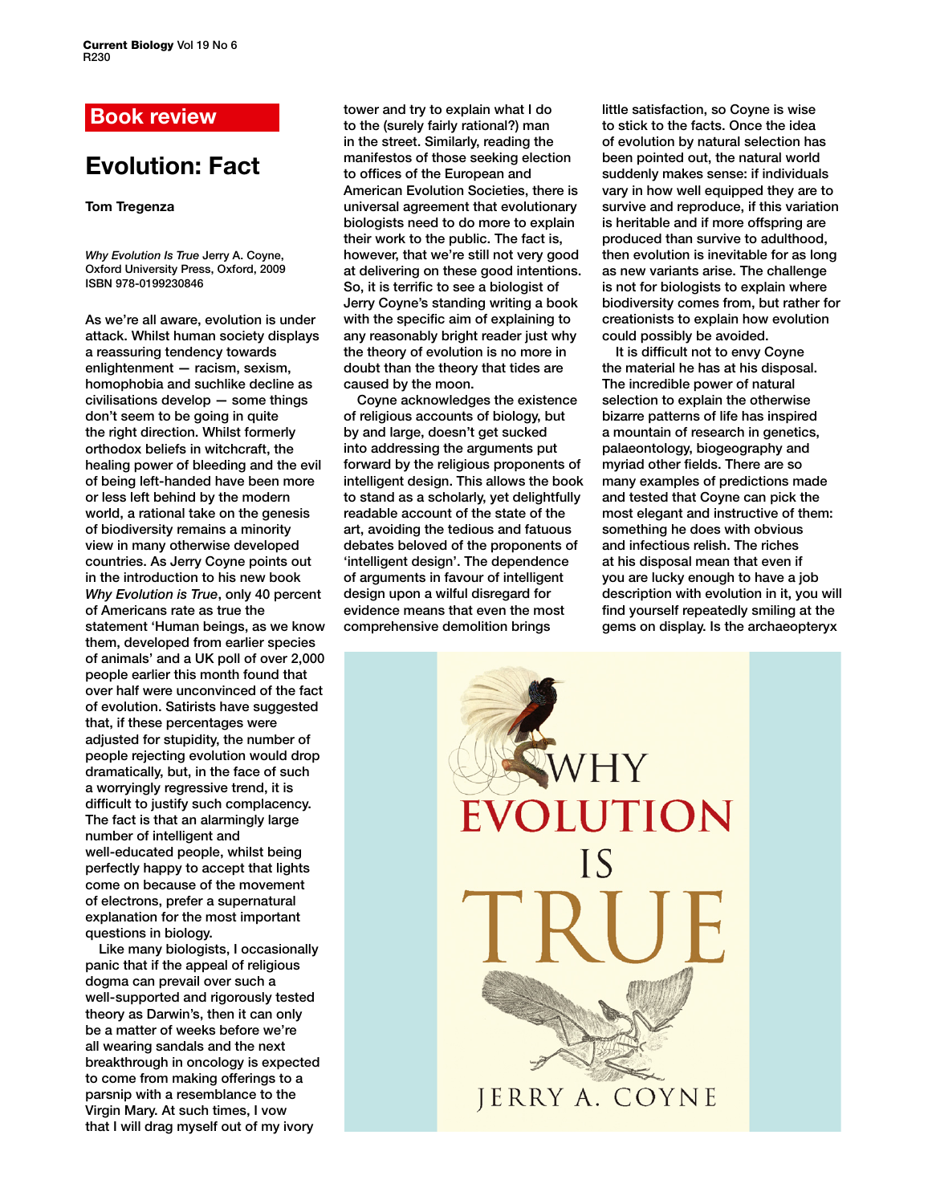# Book review

## Evolution: Fact

**Tom Tregenza**

*Why Evolution Is True* Jerry A. Coyne, Oxford University Press, Oxford, 2009 ISBN 978-0199230846

As we're all aware, evolution is under attack. Whilst human society displays a reassuring tendency towards enlightenment — racism, sexism, homophobia and suchlike decline as civilisations develop — some things don't seem to be going in quite the right direction. Whilst formerly orthodox beliefs in witchcraft, the healing power of bleeding and the evil of being left-handed have been more or less left behind by the modern world, a rational take on the genesis of biodiversity remains a minority view in many otherwise developed countries. As Jerry Coyne points out in the introduction to his new book *Why Evolution is True*, only 40 percent of Americans rate as true the statement 'Human beings, as we know them, developed from earlier species of animals' and a UK poll of over 2,000 people earlier this month found that over half were unconvinced of the fact of evolution. Satirists have suggested that, if these percentages were adjusted for stupidity, the number of people rejecting evolution would drop dramatically, but, in the face of such a worryingly regressive trend, it is difficult to justify such complacency. The fact is that an alarmingly large number of intelligent and well-educated people, whilst being perfectly happy to accept that lights come on because of the movement of electrons, prefer a supernatural explanation for the most important questions in biology.

Like many biologists, I occasionally panic that if the appeal of religious dogma can prevail over such a well-supported and rigorously tested theory as Darwin's, then it can only be a matter of weeks before we're all wearing sandals and the next breakthrough in oncology is expected to come from making offerings to a parsnip with a resemblance to the Virgin Mary. At such times, I vow that I will drag myself out of my ivory tower and try to explain what I do to the (surely fairly rational?) man in the street. Similarly, reading the manifestos of those seeking election to offices of the European and American Evolution Societies, there is universal agreement that evolutionary biologists need to do more to explain their work to the public. The fact is, however, that we're still not very good at delivering on these good intentions. So, it is terrific to see a biologist of Jerry Coyne's standing writing a book with the specific aim of explaining to any reasonably bright reader just why the theory of evolution is no more in doubt than the theory that tides are caused by the moon.

Coyne acknowledges the existence of religious accounts of biology, but by and large, doesn't get sucked into addressing the arguments put forward by the religious proponents of intelligent design. This allows the book to stand as a scholarly, yet delightfully readable account of the state of the art, avoiding the tedious and fatuous debates beloved of the proponents of 'intelligent design'. The dependence of arguments in favour of intelligent design upon a wilful disregard for evidence means that even the most comprehensive demolition brings little satisfaction, so Coyne is wise to stick to the facts. Once the idea of evolution by natural selection has been pointed out, the natural world suddenly makes sense: if individuals vary in how well equipped they are to survive and reproduce, if this variation is heritable and if more offspring are produced than survive to adulthood, then evolution is inevitable for as long as new variants arise. The challenge is not for biologists to explain where biodiversity comes from, but rather for creationists to explain how evolution could possibly be avoided.

It is difficult not to envy Coyne the material he has at his disposal. The incredible power of natural selection to explain the otherwise bizarre patterns of life has inspired a mountain of research in genetics, palaeontology, biogeography and myriad other fields. There are so many examples of predictions made and tested that Coyne can pick the most elegant and instructive of them: something he does with obvious and infectious relish. The riches at his disposal mean that even if you are lucky enough to have a job description with evolution in it, you will find yourself repeatedly smiling at the gems on display. Is the archaeopteryx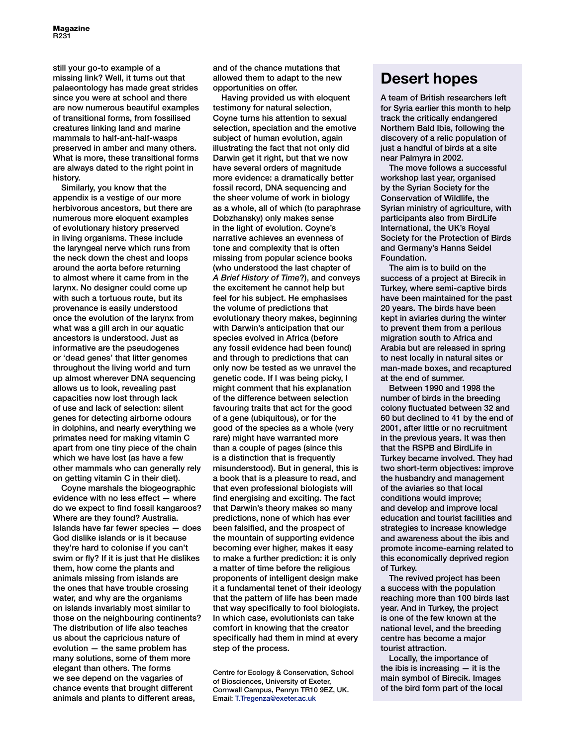still your go-to example of a missing link? Well, it turns out that palaeontology has made great strides since you were at school and there are now numerous beautiful examples of transitional forms, from fossilised creatures linking land and marine mammals to half-ant-half-wasps preserved in amber and many others. What is more, these transitional forms are always dated to the right point in history.

Similarly, you know that the appendix is a vestige of our more herbivorous ancestors, but there are numerous more eloquent examples of evolutionary history preserved in living organisms. These include the laryngeal nerve which runs from the neck down the chest and loops around the aorta before returning to almost where it came from in the larynx. No designer could come up with such a tortuous route, but its provenance is easily understood once the evolution of the larynx from what was a gill arch in our aquatic ancestors is understood. Just as informative are the pseudogenes or 'dead genes' that litter genomes throughout the living world and turn up almost wherever DNA sequencing allows us to look, revealing past capacities now lost through lack of use and lack of selection: silent genes for detecting airborne odours in dolphins, and nearly everything we primates need for making vitamin C apart from one tiny piece of the chain which we have lost (as have a few other mammals who can generally rely on getting vitamin C in their diet).

Coyne marshals the biogeographic evidence with no less effect — where do we expect to find fossil kangaroos? Where are they found? Australia. Islands have far fewer species — does God dislike islands or is it because they're hard to colonise if you can't swim or fly? If it is just that He dislikes them, how come the plants and animals missing from islands are the ones that have trouble crossing water, and why are the organisms on islands invariably most similar to those on the neighbouring continents? The distribution of life also teaches us about the capricious nature of evolution — the same problem has many solutions, some of them more elegant than others. The forms we see depend on the vagaries of chance events that brought different animals and plants to different areas, and of the chance mutations that allowed them to adapt to the new opportunities on offer.

Having provided us with eloquent testimony for natural selection, Coyne turns his attention to sexual selection, speciation and the emotive subject of human evolution, again illustrating the fact that not only did Darwin get it right, but that we now have several orders of magnitude more evidence: a dramatically better fossil record, DNA sequencing and the sheer volume of work in biology as a whole, all of which (to paraphrase Dobzhansky) only makes sense in the light of evolution. Coyne's narrative achieves an evenness of tone and complexity that is often missing from popular science books (who understood the last chapter of *A Brief History of Time*?), and conveys the excitement he cannot help but feel for his subject. He emphasises the volume of predictions that evolutionary theory makes, beginning with Darwin's anticipation that our species evolved in Africa (before any fossil evidence had been found) and through to predictions that can only now be tested as we unravel the genetic code. If I was being picky, I might comment that his explanation of the difference between selection favouring traits that act for the good of a gene (ubiquitous), or for the good of the species as a whole (very rare) might have warranted more than a couple of pages (since this is a distinction that is frequently misunderstood). But in general, this is a book that is a pleasure to read, and that even professional biologists will find energising and exciting. The fact that Darwin's theory makes so many predictions, none of which has ever been falsified, and the prospect of the mountain of supporting evidence becoming ever higher, makes it easy to make a further prediction: it is only a matter of time before the religious proponents of intelligent design make it a fundamental tenet of their ideology that the pattern of life has been made that way specifically to fool biologists. In which case, evolutionists can take comfort in knowing that the creator specifically had them in mind at every step of the process.

Centre for Ecology & Conservation, School of Biosciences, University of Exeter, Cornwall Campus, Penryn TR10 9EZ, UK.
Email: T.Tregenza@exeter.ac.uk

## Desert hopes

A team of British researchers left for Syria earlier this month to help track the critically endangered Northern Bald Ibis, following the discovery of a relic population of just a handful of birds at a site near Palmyra in 2002.

The move follows a successful workshop last year, organised by the Syrian Society for the Conservation of Wildlife, the Syrian ministry of agriculture, with participants also from BirdLife International, the UK's Royal Society for the Protection of Birds and Germany's Hanns Seidel Foundation.

The aim is to build on the success of a project at Birecik in Turkey, where semi-captive birds have been maintained for the past 20 years. The birds have been kept in aviaries during the winter to prevent them from a perilous migration south to Africa and Arabia but are released in spring to nest locally in natural sites or man-made boxes, and recaptured at the end of summer.

Between 1990 and 1998 the number of birds in the breeding colony fluctuated between 32 and 60 but declined to 41 by the end of 2001, after little or no recruitment in the previous years. It was then that the RSPB and BirdLife in Turkey became involved. They had two short-term objectives: improve the husbandry and management of the aviaries so that local conditions would improve; and develop and improve local education and tourist facilities and strategies to increase knowledge and awareness about the ibis and promote income-earning related to this economically deprived region of Turkey.

The revived project has been a success with the population reaching more than 100 birds last year. And in Turkey, the project is one of the few known at the national level, and the breeding centre has become a major tourist attraction.

Locally, the importance of the ibis is increasing — it is the main symbol of Birecik. Images of the bird form part of the local